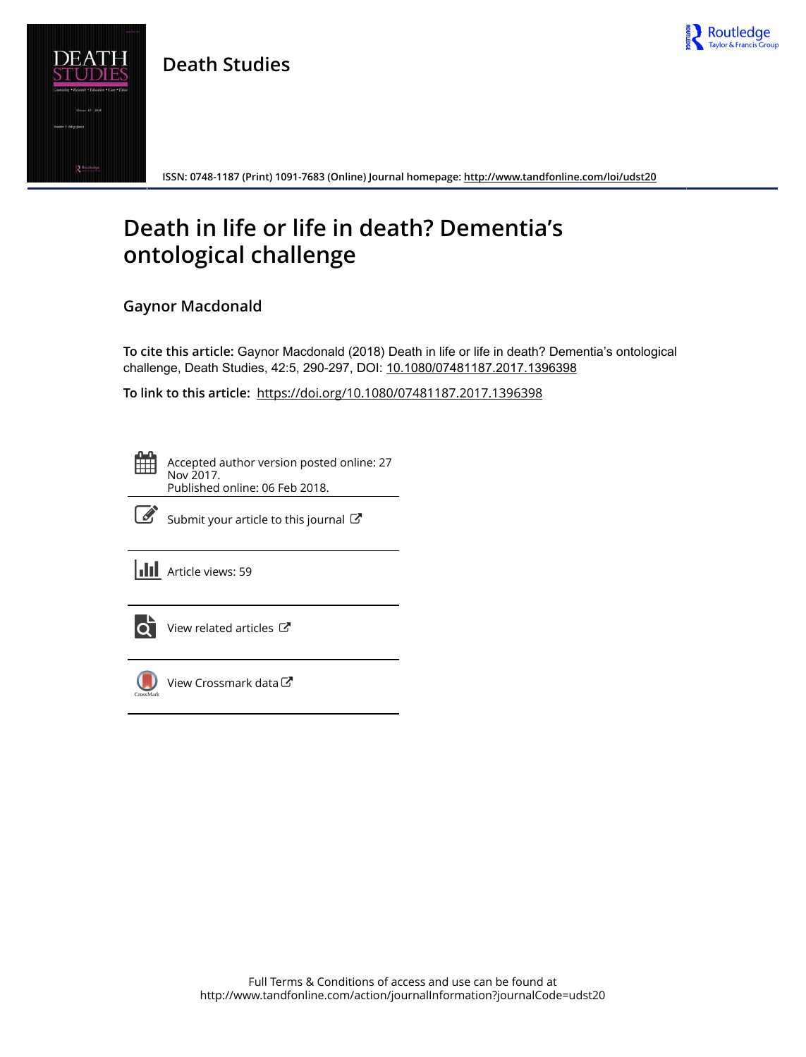# Death Studies

ISSN: 0748-1187 (Print) 1091-7683 (Online) Journal homepage: http://www.tandfonline.com/loi/udst20

# Death in life or life in death? Dementia's ontological challenge

## Gaynor Macdonald

**To cite this article:** Gaynor Macdonald (2018) Death in life or life in death? Dementia's ontological challenge, Death Studies, 42:5, 290-297, DOI: 10.1080/07481187.2017.1396398

**To link to this article:** https://doi.org/10.1080/07481187.2017.1396398

Accepted author version posted online: 27 Nov 2017.
Published online: 06 Feb 2018.

Submit your article to this journal

Article views: 59

View related articles

View Crossmark data

Full Terms & Conditions of access and use can be found at
http://www.tandfonline.com/action/journalInformation?journalCode=udst20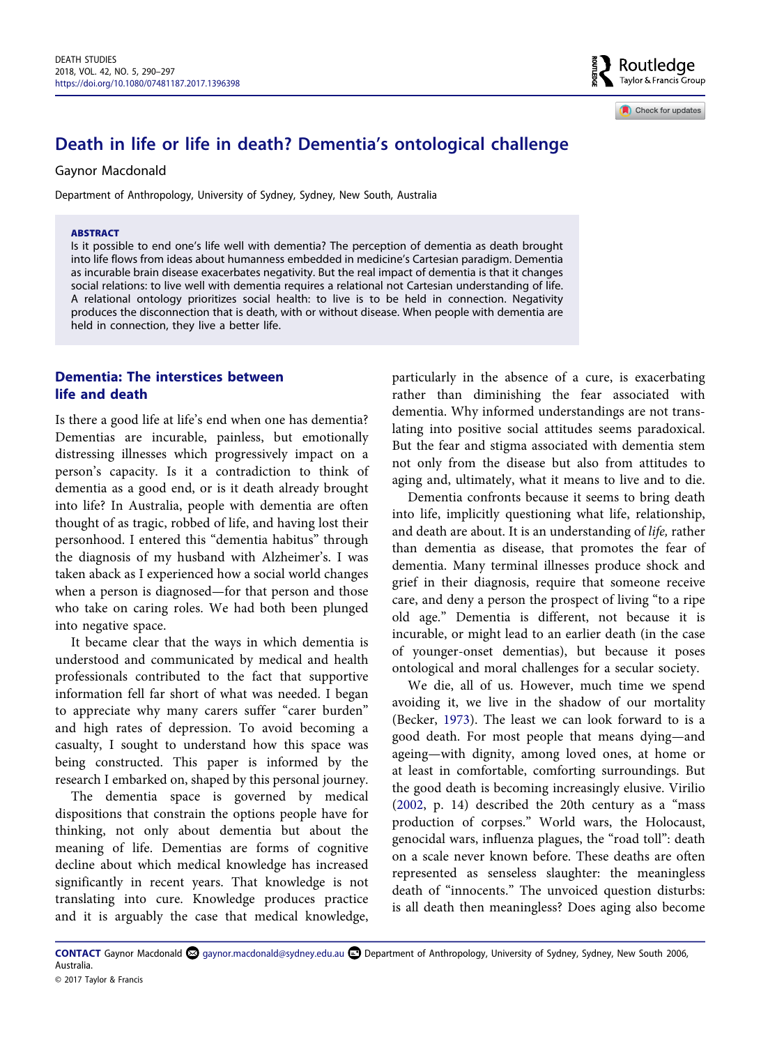# Death in life or life in death? Dementia's ontological challenge

Gaynor Macdonald

Department of Anthropology, University of Sydney, Sydney, New South, Australia

**ABSTRACT**

Is it possible to end one's life well with dementia? The perception of dementia as death brought into life flows from ideas about humanness embedded in medicine's Cartesian paradigm. Dementia as incurable brain disease exacerbates negativity. But the real impact of dementia is that it changes social relations: to live well with dementia requires a relational not Cartesian understanding of life. A relational ontology prioritizes social health: to live is to be held in connection. Negativity produces the disconnection that is death, with or without disease. When people with dementia are held in connection, they live a better life.

## Dementia: The interstices between life and death

Is there a good life at life's end when one has dementia? Dementias are incurable, painless, but emotionally distressing illnesses which progressively impact on a person's capacity. Is it a contradiction to think of dementia as a good end, or is it death already brought into life? In Australia, people with dementia are often thought of as tragic, robbed of life, and having lost their personhood. I entered this "dementia habitus" through the diagnosis of my husband with Alzheimer's. I was taken aback as I experienced how a social world changes when a person is diagnosed—for that person and those who take on caring roles. We had both been plunged into negative space.

It became clear that the ways in which dementia is understood and communicated by medical and health professionals contributed to the fact that supportive information fell far short of what was needed. I began to appreciate why many carers suffer "carer burden" and high rates of depression. To avoid becoming a casualty, I sought to understand how this space was being constructed. This paper is informed by the research I embarked on, shaped by this personal journey.

The dementia space is governed by medical dispositions that constrain the options people have for thinking, not only about dementia but about the meaning of life. Dementias are forms of cognitive decline about which medical knowledge has increased significantly in recent years. That knowledge is not translating into cure. Knowledge produces practice and it is arguably the case that medical knowledge, particularly in the absence of a cure, is exacerbating rather than diminishing the fear associated with dementia. Why informed understandings are not translating into positive social attitudes seems paradoxical. But the fear and stigma associated with dementia stem not only from the disease but also from attitudes to aging and, ultimately, what it means to live and to die.

Dementia confronts because it seems to bring death into life, implicitly questioning what life, relationship, and death are about. It is an understanding of *life,* rather than dementia as disease, that promotes the fear of dementia. Many terminal illnesses produce shock and grief in their diagnosis, require that someone receive care, and deny a person the prospect of living "to a ripe old age." Dementia is different, not because it is incurable, or might lead to an earlier death (in the case of younger-onset dementias), but because it poses ontological and moral challenges for a secular society.

We die, all of us. However, much time we spend avoiding it, we live in the shadow of our mortality (Becker, 1973). The least we can look forward to is a good death. For most people that means dying—and ageing—with dignity, among loved ones, at home or at least in comfortable, comforting surroundings. But the good death is becoming increasingly elusive. Virilio (2002, p. 14) described the 20th century as a "mass production of corpses." World wars, the Holocaust, genocidal wars, influenza plagues, the "road toll": death on a scale never known before. These deaths are often represented as senseless slaughter: the meaningless death of "innocents." The unvoiced question disturbs: is all death then meaningless? Does aging also become

**CONTACT** Gaynor Macdonald gaynor.macdonald@sydney.edu.au Department of Anthropology, University of Sydney, Sydney, New South 2006, Australia.

© 2017 Taylor & Francis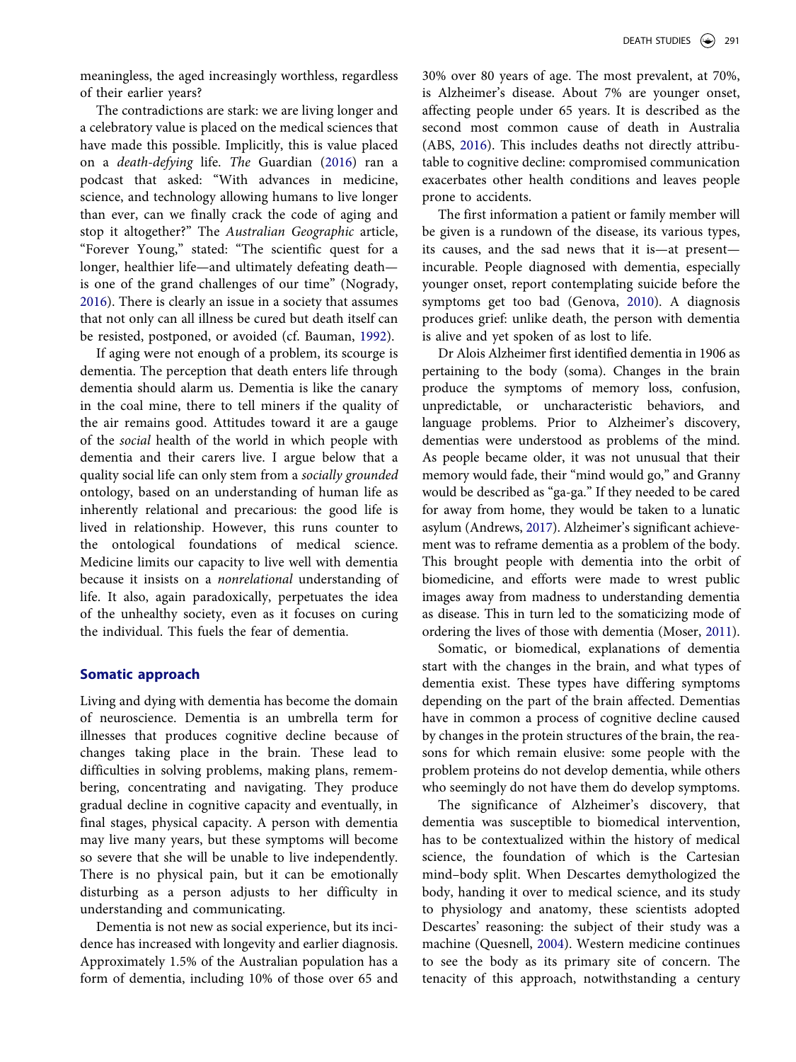meaningless, the aged increasingly worthless, regardless of their earlier years?

The contradictions are stark: we are living longer and a celebratory value is placed on the medical sciences that have made this possible. Implicitly, this is value placed on a *death-defying* life. *The* Guardian (2016) ran a podcast that asked: "With advances in medicine, science, and technology allowing humans to live longer than ever, can we finally crack the code of aging and stop it altogether?" The *Australian Geographic* article, "Forever Young," stated: "The scientific quest for a longer, healthier life—and ultimately defeating death—is one of the grand challenges of our time" (Nogrady, 2016). There is clearly an issue in a society that assumes that not only can all illness be cured but death itself can be resisted, postponed, or avoided (cf. Bauman, 1992).

If aging were not enough of a problem, its scourge is dementia. The perception that death enters life through dementia should alarm us. Dementia is like the canary in the coal mine, there to tell miners if the quality of the air remains good. Attitudes toward it are a gauge of the *social* health of the world in which people with dementia and their carers live. I argue below that a quality social life can only stem from a *socially grounded* ontology, based on an understanding of human life as inherently relational and precarious: the good life is lived in relationship. However, this runs counter to the ontological foundations of medical science. Medicine limits our capacity to live well with dementia because it insists on a *nonrelational* understanding of life. It also, again paradoxically, perpetuates the idea of the unhealthy society, even as it focuses on curing the individual. This fuels the fear of dementia.

## Somatic approach

Living and dying with dementia has become the domain of neuroscience. Dementia is an umbrella term for illnesses that produces cognitive decline because of changes taking place in the brain. These lead to difficulties in solving problems, making plans, remembering, concentrating and navigating. They produce gradual decline in cognitive capacity and eventually, in final stages, physical capacity. A person with dementia may live many years, but these symptoms will become so severe that she will be unable to live independently. There is no physical pain, but it can be emotionally disturbing as a person adjusts to her difficulty in understanding and communicating.

Dementia is not new as social experience, but its incidence has increased with longevity and earlier diagnosis. Approximately 1.5% of the Australian population has a form of dementia, including 10% of those over 65 and 30% over 80 years of age. The most prevalent, at 70%, is Alzheimer's disease. About 7% are younger onset, affecting people under 65 years. It is described as the second most common cause of death in Australia (ABS, 2016). This includes deaths not directly attributable to cognitive decline: compromised communication exacerbates other health conditions and leaves people prone to accidents.

The first information a patient or family member will be given is a rundown of the disease, its various types, its causes, and the sad news that it is—at present—incurable. People diagnosed with dementia, especially younger onset, report contemplating suicide before the symptoms get too bad (Genova, 2010). A diagnosis produces grief: unlike death, the person with dementia is alive and yet spoken of as lost to life.

Dr Alois Alzheimer first identified dementia in 1906 as pertaining to the body (soma). Changes in the brain produce the symptoms of memory loss, confusion, unpredictable, or uncharacteristic behaviors, and language problems. Prior to Alzheimer's discovery, dementias were understood as problems of the mind. As people became older, it was not unusual that their memory would fade, their "mind would go," and Granny would be described as "ga-ga." If they needed to be cared for away from home, they would be taken to a lunatic asylum (Andrews, 2017). Alzheimer's significant achievement was to reframe dementia as a problem of the body. This brought people with dementia into the orbit of biomedicine, and efforts were made to wrest public images away from madness to understanding dementia as disease. This in turn led to the somaticizing mode of ordering the lives of those with dementia (Moser, 2011).

Somatic, or biomedical, explanations of dementia start with the changes in the brain, and what types of dementia exist. These types have differing symptoms depending on the part of the brain affected. Dementias have in common a process of cognitive decline caused by changes in the protein structures of the brain, the reasons for which remain elusive: some people with the problem proteins do not develop dementia, while others who seemingly do not have them do develop symptoms.

The significance of Alzheimer's discovery, that dementia was susceptible to biomedical intervention, has to be contextualized within the history of medical science, the foundation of which is the Cartesian mind–body split. When Descartes demythologized the body, handing it over to medical science, and its study to physiology and anatomy, these scientists adopted Descartes' reasoning: the subject of their study was a machine (Quesnell, 2004). Western medicine continues to see the body as its primary site of concern. The tenacity of this approach, notwithstanding a century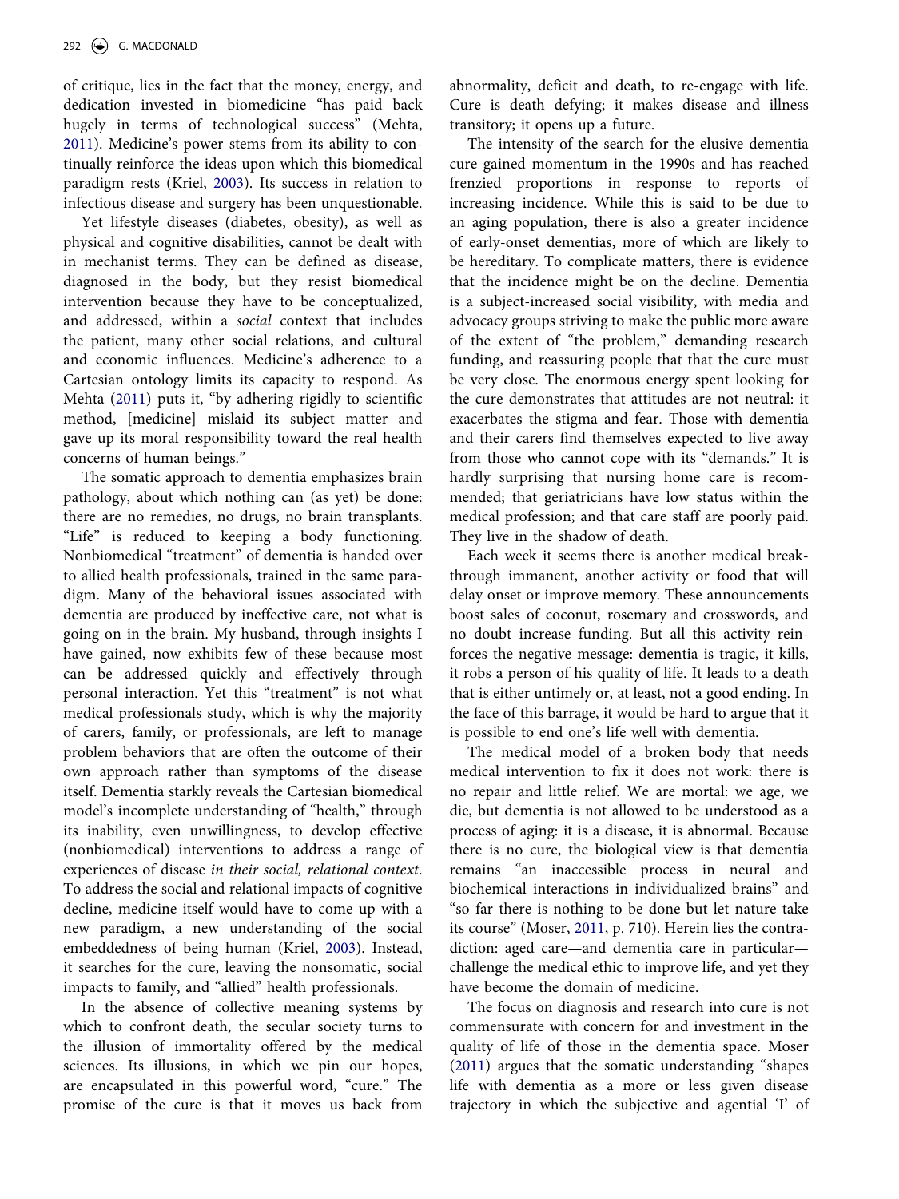of critique, lies in the fact that the money, energy, and dedication invested in biomedicine "has paid back hugely in terms of technological success" (Mehta, 2011). Medicine's power stems from its ability to continually reinforce the ideas upon which this biomedical paradigm rests (Kriel, 2003). Its success in relation to infectious disease and surgery has been unquestionable.

Yet lifestyle diseases (diabetes, obesity), as well as physical and cognitive disabilities, cannot be dealt with in mechanist terms. They can be defined as disease, diagnosed in the body, but they resist biomedical intervention because they have to be conceptualized, and addressed, within a *social* context that includes the patient, many other social relations, and cultural and economic influences. Medicine's adherence to a Cartesian ontology limits its capacity to respond. As Mehta (2011) puts it, "by adhering rigidly to scientific method, [medicine] mislaid its subject matter and gave up its moral responsibility toward the real health concerns of human beings."

The somatic approach to dementia emphasizes brain pathology, about which nothing can (as yet) be done: there are no remedies, no drugs, no brain transplants. "Life" is reduced to keeping a body functioning. Nonbiomedical "treatment" of dementia is handed over to allied health professionals, trained in the same paradigm. Many of the behavioral issues associated with dementia are produced by ineffective care, not what is going on in the brain. My husband, through insights I have gained, now exhibits few of these because most can be addressed quickly and effectively through personal interaction. Yet this "treatment" is not what medical professionals study, which is why the majority of carers, family, or professionals, are left to manage problem behaviors that are often the outcome of their own approach rather than symptoms of the disease itself. Dementia starkly reveals the Cartesian biomedical model's incomplete understanding of "health," through its inability, even unwillingness, to develop effective (nonbiomedical) interventions to address a range of experiences of disease *in their social, relational context*. To address the social and relational impacts of cognitive decline, medicine itself would have to come up with a new paradigm, a new understanding of the social embeddedness of being human (Kriel, 2003). Instead, it searches for the cure, leaving the nonsomatic, social impacts to family, and "allied" health professionals.

In the absence of collective meaning systems by which to confront death, the secular society turns to the illusion of immortality offered by the medical sciences. Its illusions, in which we pin our hopes, are encapsulated in this powerful word, "cure." The promise of the cure is that it moves us back from abnormality, deficit and death, to re-engage with life. Cure is death defying; it makes disease and illness transitory; it opens up a future.

The intensity of the search for the elusive dementia cure gained momentum in the 1990s and has reached frenzied proportions in response to reports of increasing incidence. While this is said to be due to an aging population, there is also a greater incidence of early-onset dementias, more of which are likely to be hereditary. To complicate matters, there is evidence that the incidence might be on the decline. Dementia is a subject-increased social visibility, with media and advocacy groups striving to make the public more aware of the extent of "the problem," demanding research funding, and reassuring people that that the cure must be very close. The enormous energy spent looking for the cure demonstrates that attitudes are not neutral: it exacerbates the stigma and fear. Those with dementia and their carers find themselves expected to live away from those who cannot cope with its "demands." It is hardly surprising that nursing home care is recommended; that geriatricians have low status within the medical profession; and that care staff are poorly paid. They live in the shadow of death.

Each week it seems there is another medical breakthrough immanent, another activity or food that will delay onset or improve memory. These announcements boost sales of coconut, rosemary and crosswords, and no doubt increase funding. But all this activity reinforces the negative message: dementia is tragic, it kills, it robs a person of his quality of life. It leads to a death that is either untimely or, at least, not a good ending. In the face of this barrage, it would be hard to argue that it is possible to end one's life well with dementia.

The medical model of a broken body that needs medical intervention to fix it does not work: there is no repair and little relief. We are mortal: we age, we die, but dementia is not allowed to be understood as a process of aging: it is a disease, it is abnormal. Because there is no cure, the biological view is that dementia remains "an inaccessible process in neural and biochemical interactions in individualized brains" and "so far there is nothing to be done but let nature take its course" (Moser, 2011, p. 710). Herein lies the contradiction: aged care—and dementia care in particular—challenge the medical ethic to improve life, and yet they have become the domain of medicine.

The focus on diagnosis and research into cure is not commensurate with concern for and investment in the quality of life of those in the dementia space. Moser (2011) argues that the somatic understanding "shapes life with dementia as a more or less given disease trajectory in which the subjective and agential 'I' of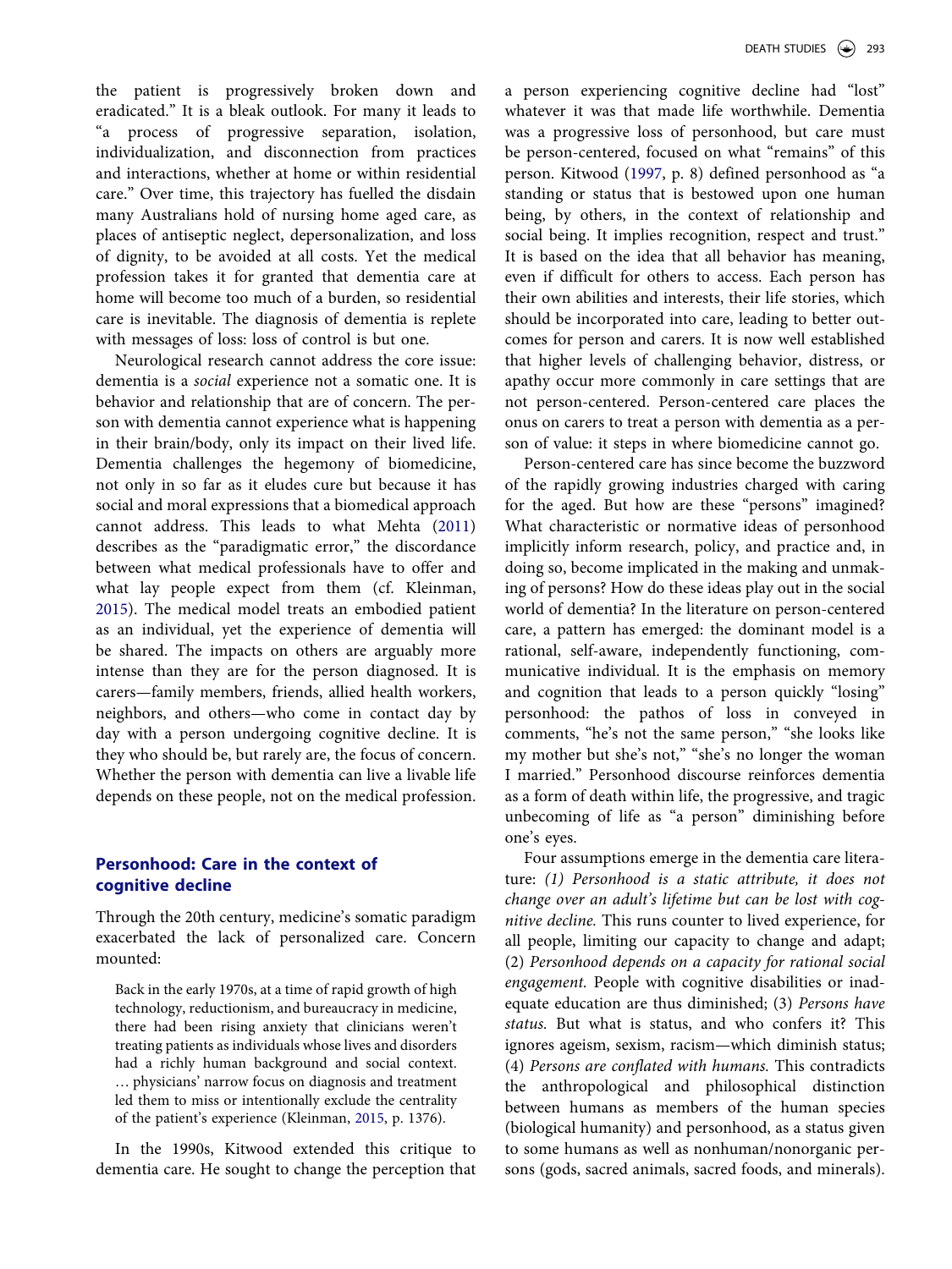the patient is progressively broken down and eradicated." It is a bleak outlook. For many it leads to "a process of progressive separation, isolation, individualization, and disconnection from practices and interactions, whether at home or within residential care." Over time, this trajectory has fuelled the disdain many Australians hold of nursing home aged care, as places of antiseptic neglect, depersonalization, and loss of dignity, to be avoided at all costs. Yet the medical profession takes it for granted that dementia care at home will become too much of a burden, so residential care is inevitable. The diagnosis of dementia is replete with messages of loss: loss of control is but one.

Neurological research cannot address the core issue: dementia is a *social* experience not a somatic one. It is behavior and relationship that are of concern. The person with dementia cannot experience what is happening in their brain/body, only its impact on their lived life. Dementia challenges the hegemony of biomedicine, not only in so far as it eludes cure but because it has social and moral expressions that a biomedical approach cannot address. This leads to what Mehta (2011) describes as the "paradigmatic error," the discordance between what medical professionals have to offer and what lay people expect from them (cf. Kleinman, 2015). The medical model treats an embodied patient as an individual, yet the experience of dementia will be shared. The impacts on others are arguably more intense than they are for the person diagnosed. It is carers—family members, friends, allied health workers, neighbors, and others—who come in contact day by day with a person undergoing cognitive decline. It is they who should be, but rarely are, the focus of concern. Whether the person with dementia can live a livable life depends on these people, not on the medical profession.

## Personhood: Care in the context of cognitive decline

Through the 20th century, medicine's somatic paradigm exacerbated the lack of personalized care. Concern mounted:

> Back in the early 1970s, at a time of rapid growth of high technology, reductionism, and bureaucracy in medicine, there had been rising anxiety that clinicians weren't treating patients as individuals whose lives and disorders had a richly human background and social context. … physicians' narrow focus on diagnosis and treatment led them to miss or intentionally exclude the centrality of the patient's experience (Kleinman, 2015, p. 1376).

In the 1990s, Kitwood extended this critique to dementia care. He sought to change the perception that a person experiencing cognitive decline had "lost" whatever it was that made life worthwhile. Dementia was a progressive loss of personhood, but care must be person-centered, focused on what "remains" of this person. Kitwood (1997, p. 8) defined personhood as "a standing or status that is bestowed upon one human being, by others, in the context of relationship and social being. It implies recognition, respect and trust." It is based on the idea that all behavior has meaning, even if difficult for others to access. Each person has their own abilities and interests, their life stories, which should be incorporated into care, leading to better outcomes for person and carers. It is now well established that higher levels of challenging behavior, distress, or apathy occur more commonly in care settings that are not person-centered. Person-centered care places the onus on carers to treat a person with dementia as a person of value: it steps in where biomedicine cannot go.

Person-centered care has since become the buzzword of the rapidly growing industries charged with caring for the aged. But how are these "persons" imagined? What characteristic or normative ideas of personhood implicitly inform research, policy, and practice and, in doing so, become implicated in the making and unmaking of persons? How do these ideas play out in the social world of dementia? In the literature on person-centered care, a pattern has emerged: the dominant model is a rational, self-aware, independently functioning, communicative individual. It is the emphasis on memory and cognition that leads to a person quickly "losing" personhood: the pathos of loss in conveyed in comments, "he's not the same person," "she looks like my mother but she's not," "she's no longer the woman I married." Personhood discourse reinforces dementia as a form of death within life, the progressive, and tragic unbecoming of life as "a person" diminishing before one's eyes.

Four assumptions emerge in the dementia care literature: *(1) Personhood is a static attribute, it does not change over an adult's lifetime but can be lost with cognitive decline.* This runs counter to lived experience, for all people, limiting our capacity to change and adapt; (2) *Personhood depends on a capacity for rational social engagement.* People with cognitive disabilities or inadequate education are thus diminished; (3) *Persons have status.* But what is status, and who confers it? This ignores ageism, sexism, racism—which diminish status; (4) *Persons are conflated with humans.* This contradicts the anthropological and philosophical distinction between humans as members of the human species (biological humanity) and personhood, as a status given to some humans as well as nonhuman/nonorganic persons (gods, sacred animals, sacred foods, and minerals).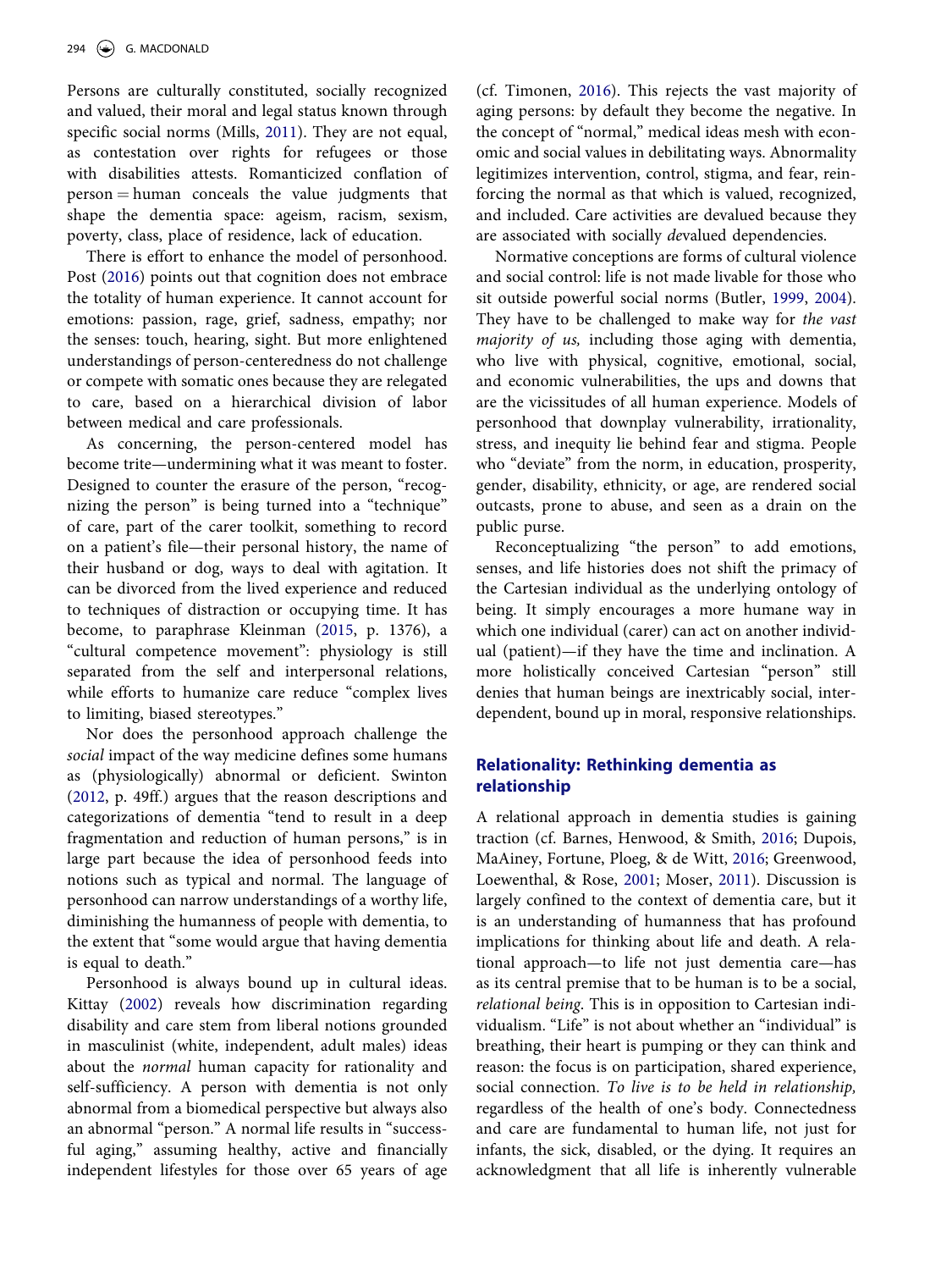Persons are culturally constituted, socially recognized and valued, their moral and legal status known through specific social norms (Mills, 2011). They are not equal, as contestation over rights for refugees or those with disabilities attests. Romanticized conflation of person = human conceals the value judgments that shape the dementia space: ageism, racism, sexism, poverty, class, place of residence, lack of education.

There is effort to enhance the model of personhood. Post (2016) points out that cognition does not embrace the totality of human experience. It cannot account for emotions: passion, rage, grief, sadness, empathy; nor the senses: touch, hearing, sight. But more enlightened understandings of person-centeredness do not challenge or compete with somatic ones because they are relegated to care, based on a hierarchical division of labor between medical and care professionals.

As concerning, the person-centered model has become trite—undermining what it was meant to foster. Designed to counter the erasure of the person, "recognizing the person" is being turned into a "technique" of care, part of the carer toolkit, something to record on a patient's file—their personal history, the name of their husband or dog, ways to deal with agitation. It can be divorced from the lived experience and reduced to techniques of distraction or occupying time. It has become, to paraphrase Kleinman (2015, p. 1376), a "cultural competence movement": physiology is still separated from the self and interpersonal relations, while efforts to humanize care reduce "complex lives to limiting, biased stereotypes."

Nor does the personhood approach challenge the *social* impact of the way medicine defines some humans as (physiologically) abnormal or deficient. Swinton (2012, p. 49ff.) argues that the reason descriptions and categorizations of dementia "tend to result in a deep fragmentation and reduction of human persons," is in large part because the idea of personhood feeds into notions such as typical and normal. The language of personhood can narrow understandings of a worthy life, diminishing the humanness of people with dementia, to the extent that "some would argue that having dementia is equal to death."

Personhood is always bound up in cultural ideas. Kittay (2002) reveals how discrimination regarding disability and care stem from liberal notions grounded in masculinist (white, independent, adult males) ideas about the *normal* human capacity for rationality and self-sufficiency. A person with dementia is not only abnormal from a biomedical perspective but always also an abnormal "person." A normal life results in "successful aging," assuming healthy, active and financially independent lifestyles for those over 65 years of age (cf. Timonen, 2016). This rejects the vast majority of aging persons: by default they become the negative. In the concept of "normal," medical ideas mesh with economic and social values in debilitating ways. Abnormality legitimizes intervention, control, stigma, and fear, reinforcing the normal as that which is valued, recognized, and included. Care activities are devalued because they are associated with socially *de*valued dependencies.

Normative conceptions are forms of cultural violence and social control: life is not made livable for those who sit outside powerful social norms (Butler, 1999, 2004). They have to be challenged to make way for *the vast majority of us,* including those aging with dementia, who live with physical, cognitive, emotional, social, and economic vulnerabilities, the ups and downs that are the vicissitudes of all human experience. Models of personhood that downplay vulnerability, irrationality, stress, and inequity lie behind fear and stigma. People who "deviate" from the norm, in education, prosperity, gender, disability, ethnicity, or age, are rendered social outcasts, prone to abuse, and seen as a drain on the public purse.

Reconceptualizing "the person" to add emotions, senses, and life histories does not shift the primacy of the Cartesian individual as the underlying ontology of being. It simply encourages a more humane way in which one individual (carer) can act on another individual (patient)—if they have the time and inclination. A more holistically conceived Cartesian "person" still denies that human beings are inextricably social, interdependent, bound up in moral, responsive relationships.

## Relationality: Rethinking dementia as relationship

A relational approach in dementia studies is gaining traction (cf. Barnes, Henwood, & Smith, 2016; Dupois, MaAiney, Fortune, Ploeg, & de Witt, 2016; Greenwood, Loewenthal, & Rose, 2001; Moser, 2011). Discussion is largely confined to the context of dementia care, but it is an understanding of humanness that has profound implications for thinking about life and death. A relational approach—to life not just dementia care—has as its central premise that to be human is to be a social, *relational being.* This is in opposition to Cartesian individualism. "Life" is not about whether an "individual" is breathing, their heart is pumping or they can think and reason: the focus is on participation, shared experience, social connection. *To live is to be held in relationship,* regardless of the health of one's body. Connectedness and care are fundamental to human life, not just for infants, the sick, disabled, or the dying. It requires an acknowledgment that all life is inherently vulnerable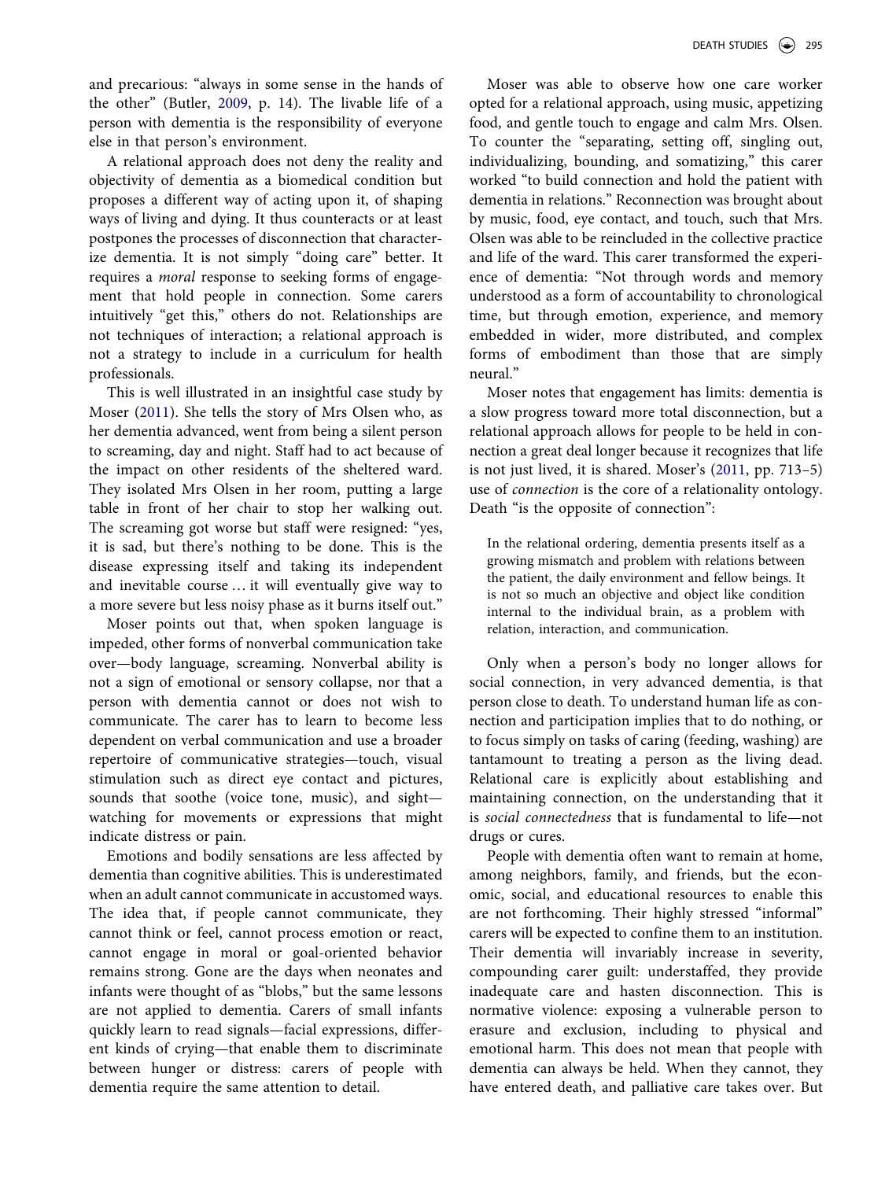and precarious: "always in some sense in the hands of the other" (Butler, 2009, p. 14). The livable life of a person with dementia is the responsibility of everyone else in that person's environment.

A relational approach does not deny the reality and objectivity of dementia as a biomedical condition but proposes a different way of acting upon it, of shaping ways of living and dying. It thus counteracts or at least postpones the processes of disconnection that characterize dementia. It is not simply "doing care" better. It requires a *moral* response to seeking forms of engagement that hold people in connection. Some carers intuitively "get this," others do not. Relationships are not techniques of interaction; a relational approach is not a strategy to include in a curriculum for health professionals.

This is well illustrated in an insightful case study by Moser (2011). She tells the story of Mrs Olsen who, as her dementia advanced, went from being a silent person to screaming, day and night. Staff had to act because of the impact on other residents of the sheltered ward. They isolated Mrs Olsen in her room, putting a large table in front of her chair to stop her walking out. The screaming got worse but staff were resigned: "yes, it is sad, but there's nothing to be done. This is the disease expressing itself and taking its independent and inevitable course … it will eventually give way to a more severe but less noisy phase as it burns itself out."

Moser points out that, when spoken language is impeded, other forms of nonverbal communication take over—body language, screaming. Nonverbal ability is not a sign of emotional or sensory collapse, nor that a person with dementia cannot or does not wish to communicate. The carer has to learn to become less dependent on verbal communication and use a broader repertoire of communicative strategies—touch, visual stimulation such as direct eye contact and pictures, sounds that soothe (voice tone, music), and sight—watching for movements or expressions that might indicate distress or pain.

Emotions and bodily sensations are less affected by dementia than cognitive abilities. This is underestimated when an adult cannot communicate in accustomed ways. The idea that, if people cannot communicate, they cannot think or feel, cannot process emotion or react, cannot engage in moral or goal-oriented behavior remains strong. Gone are the days when neonates and infants were thought of as "blobs," but the same lessons are not applied to dementia. Carers of small infants quickly learn to read signals—facial expressions, different kinds of crying—that enable them to discriminate between hunger or distress: carers of people with dementia require the same attention to detail.

Moser was able to observe how one care worker opted for a relational approach, using music, appetizing food, and gentle touch to engage and calm Mrs. Olsen. To counter the "separating, setting off, singling out, individualizing, bounding, and somatizing," this carer worked "to build connection and hold the patient with dementia in relations." Reconnection was brought about by music, food, eye contact, and touch, such that Mrs. Olsen was able to be reincluded in the collective practice and life of the ward. This carer transformed the experience of dementia: "Not through words and memory understood as a form of accountability to chronological time, but through emotion, experience, and memory embedded in wider, more distributed, and complex forms of embodiment than those that are simply neural."

Moser notes that engagement has limits: dementia is a slow progress toward more total disconnection, but a relational approach allows for people to be held in connection a great deal longer because it recognizes that life is not just lived, it is shared. Moser's (2011, pp. 713–5) use of *connection* is the core of a relationality ontology. Death "is the opposite of connection":

> In the relational ordering, dementia presents itself as a growing mismatch and problem with relations between the patient, the daily environment and fellow beings. It is not so much an objective and object like condition internal to the individual brain, as a problem with relation, interaction, and communication.

Only when a person's body no longer allows for social connection, in very advanced dementia, is that person close to death. To understand human life as connection and participation implies that to do nothing, or to focus simply on tasks of caring (feeding, washing) are tantamount to treating a person as the living dead. Relational care is explicitly about establishing and maintaining connection, on the understanding that it is *social connectedness* that is fundamental to life—not drugs or cures.

People with dementia often want to remain at home, among neighbors, family, and friends, but the economic, social, and educational resources to enable this are not forthcoming. Their highly stressed "informal" carers will be expected to confine them to an institution. Their dementia will invariably increase in severity, compounding carer guilt: understaffed, they provide inadequate care and hasten disconnection. This is normative violence: exposing a vulnerable person to erasure and exclusion, including to physical and emotional harm. This does not mean that people with dementia can always be held. When they cannot, they have entered death, and palliative care takes over. But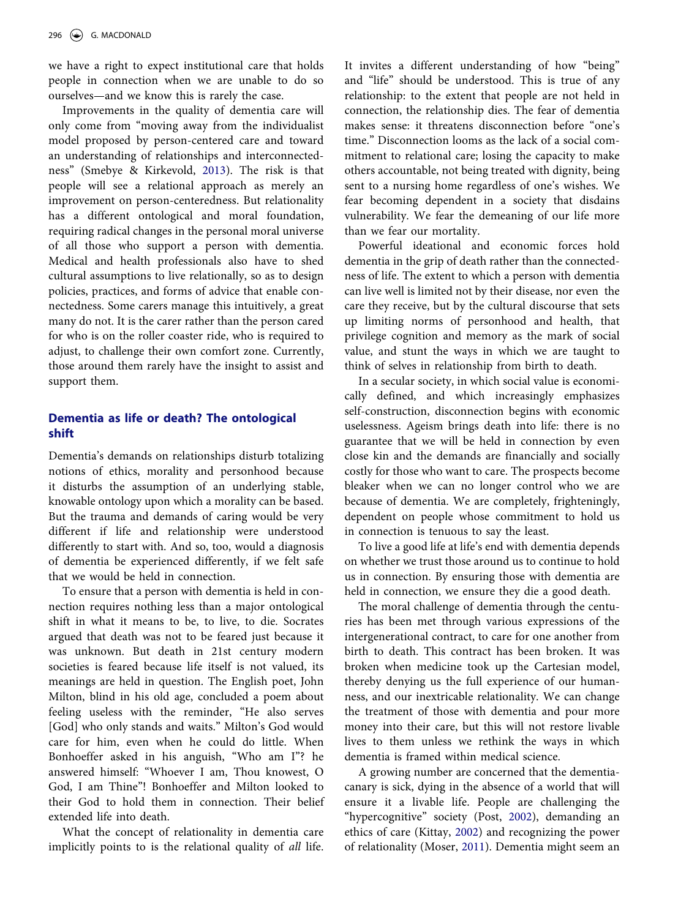we have a right to expect institutional care that holds people in connection when we are unable to do so ourselves—and we know this is rarely the case.

Improvements in the quality of dementia care will only come from "moving away from the individualist model proposed by person-centered care and toward an understanding of relationships and interconnectedness" (Smebye & Kirkevold, 2013). The risk is that people will see a relational approach as merely an improvement on person-centeredness. But relationality has a different ontological and moral foundation, requiring radical changes in the personal moral universe of all those who support a person with dementia. Medical and health professionals also have to shed cultural assumptions to live relationally, so as to design policies, practices, and forms of advice that enable connectedness. Some carers manage this intuitively, a great many do not. It is the carer rather than the person cared for who is on the roller coaster ride, who is required to adjust, to challenge their own comfort zone. Currently, those around them rarely have the insight to assist and support them.

## Dementia as life or death? The ontological shift

Dementia's demands on relationships disturb totalizing notions of ethics, morality and personhood because it disturbs the assumption of an underlying stable, knowable ontology upon which a morality can be based. But the trauma and demands of caring would be very different if life and relationship were understood differently to start with. And so, too, would a diagnosis of dementia be experienced differently, if we felt safe that we would be held in connection.

To ensure that a person with dementia is held in connection requires nothing less than a major ontological shift in what it means to be, to live, to die. Socrates argued that death was not to be feared just because it was unknown. But death in 21st century modern societies is feared because life itself is not valued, its meanings are held in question. The English poet, John Milton, blind in his old age, concluded a poem about feeling useless with the reminder, "He also serves [God] who only stands and waits." Milton's God would care for him, even when he could do little. When Bonhoeffer asked in his anguish, "Who am I"? he answered himself: "Whoever I am, Thou knowest, O God, I am Thine"! Bonhoeffer and Milton looked to their God to hold them in connection. Their belief extended life into death.

What the concept of relationality in dementia care implicitly points to is the relational quality of *all* life. It invites a different understanding of how "being" and "life" should be understood. This is true of any relationship: to the extent that people are not held in connection, the relationship dies. The fear of dementia makes sense: it threatens disconnection before "one's time." Disconnection looms as the lack of a social commitment to relational care; losing the capacity to make others accountable, not being treated with dignity, being sent to a nursing home regardless of one's wishes. We fear becoming dependent in a society that disdains vulnerability. We fear the demeaning of our life more than we fear our mortality.

Powerful ideational and economic forces hold dementia in the grip of death rather than the connectedness of life. The extent to which a person with dementia can live well is limited not by their disease, nor even the care they receive, but by the cultural discourse that sets up limiting norms of personhood and health, that privilege cognition and memory as the mark of social value, and stunt the ways in which we are taught to think of selves in relationship from birth to death.

In a secular society, in which social value is economically defined, and which increasingly emphasizes self-construction, disconnection begins with economic uselessness. Ageism brings death into life: there is no guarantee that we will be held in connection by even close kin and the demands are financially and socially costly for those who want to care. The prospects become bleaker when we can no longer control who we are because of dementia. We are completely, frighteningly, dependent on people whose commitment to hold us in connection is tenuous to say the least.

To live a good life at life's end with dementia depends on whether we trust those around us to continue to hold us in connection. By ensuring those with dementia are held in connection, we ensure they die a good death.

The moral challenge of dementia through the centuries has been met through various expressions of the intergenerational contract, to care for one another from birth to death. This contract has been broken. It was broken when medicine took up the Cartesian model, thereby denying us the full experience of our humanness, and our inextricable relationality. We can change the treatment of those with dementia and pour more money into their care, but this will not restore livable lives to them unless we rethink the ways in which dementia is framed within medical science.

A growing number are concerned that the dementia-canary is sick, dying in the absence of a world that will ensure it a livable life. People are challenging the "hypercognitive" society (Post, 2002), demanding an ethics of care (Kittay, 2002) and recognizing the power of relationality (Moser, 2011). Dementia might seem an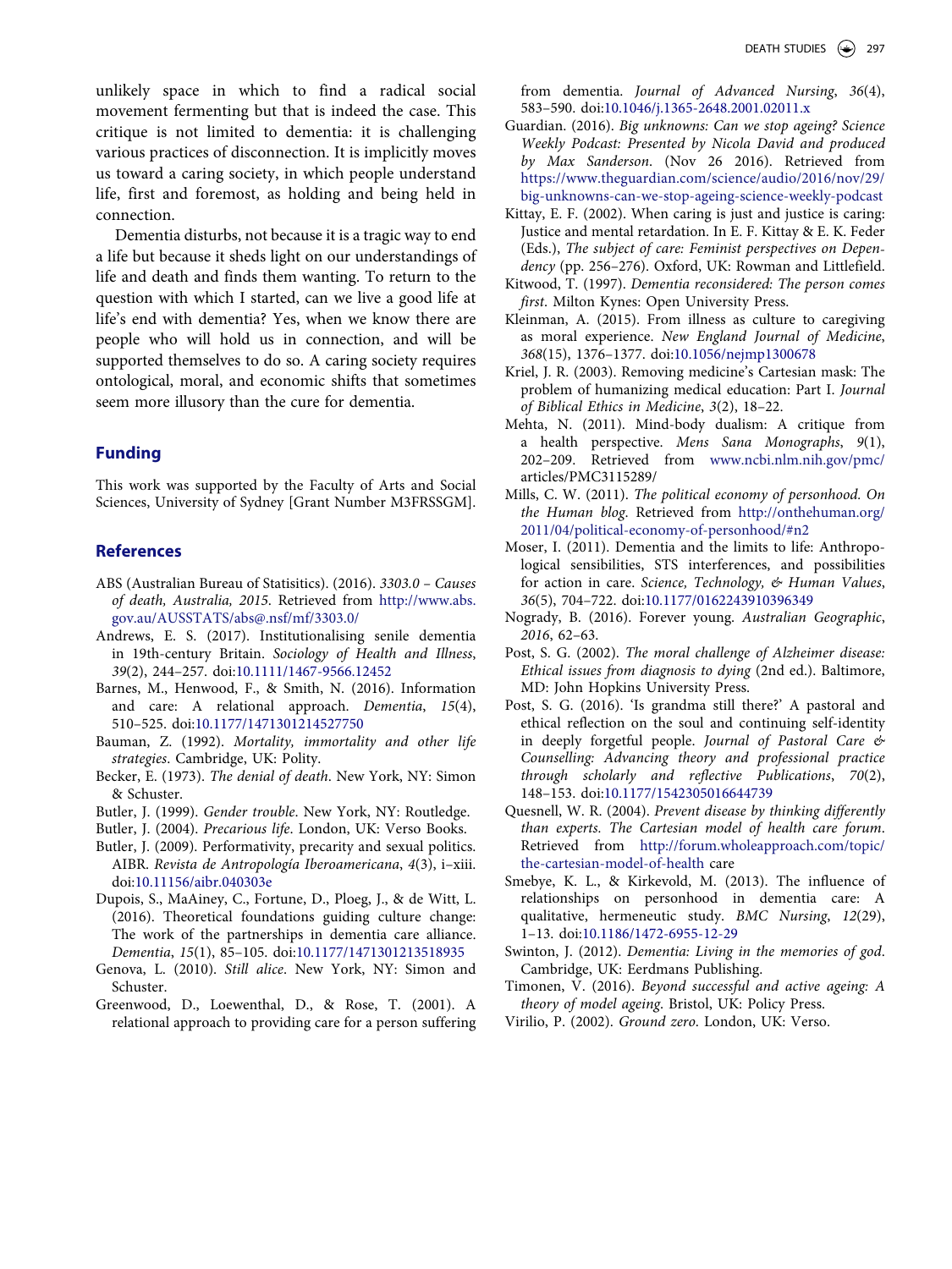unlikely space in which to find a radical social movement fermenting but that is indeed the case. This critique is not limited to dementia: it is challenging various practices of disconnection. It is implicitly moves us toward a caring society, in which people understand life, first and foremost, as holding and being held in connection.

Dementia disturbs, not because it is a tragic way to end a life but because it sheds light on our understandings of life and death and finds them wanting. To return to the question with which I started, can we live a good life at life's end with dementia? Yes, when we know there are people who will hold us in connection, and will be supported themselves to do so. A caring society requires ontological, moral, and economic shifts that sometimes seem more illusory than the cure for dementia.

## Funding

This work was supported by the Faculty of Arts and Social Sciences, University of Sydney [Grant Number M3FRSSGM].

## References

ABS (Australian Bureau of Statisitics). (2016). *3303.0 – Causes of death, Australia, 2015*. Retrieved from http://www.abs.gov.au/AUSSTATS/abs@.nsf/mf/3303.0/

Andrews, E. S. (2017). Institutionalising senile dementia in 19th-century Britain. *Sociology of Health and Illness*, *39*(2), 244–257. doi:10.1111/1467-9566.12452

Barnes, M., Henwood, F., & Smith, N. (2016). Information and care: A relational approach. *Dementia*, *15*(4), 510–525. doi:10.1177/1471301214527750

Bauman, Z. (1992). *Mortality, immortality and other life strategies*. Cambridge, UK: Polity.

Becker, E. (1973). *The denial of death*. New York, NY: Simon & Schuster.

Butler, J. (1999). *Gender trouble*. New York, NY: Routledge.

Butler, J. (2004). *Precarious life*. London, UK: Verso Books.

Butler, J. (2009). Performativity, precarity and sexual politics. AIBR. *Revista de Antropología Iberoamericana*, *4*(3), i–xiii. doi:10.11156/aibr.040303e

Dupois, S., MaAiney, C., Fortune, D., Ploeg, J., & de Witt, L. (2016). Theoretical foundations guiding culture change: The work of the partnerships in dementia care alliance. *Dementia*, *15*(1), 85–105. doi:10.1177/1471301213518935

Genova, L. (2010). *Still alice*. New York, NY: Simon and Schuster.

Greenwood, D., Loewenthal, D., & Rose, T. (2001). A relational approach to providing care for a person suffering from dementia. *Journal of Advanced Nursing*, *36*(4), 583–590. doi:10.1046/j.1365-2648.2001.02011.x

Guardian. (2016). *Big unknowns: Can we stop ageing? Science Weekly Podcast: Presented by Nicola David and produced by Max Sanderson*. (Nov 26 2016). Retrieved from https://www.theguardian.com/science/audio/2016/nov/29/big-unknowns-can-we-stop-ageing-science-weekly-podcast

Kittay, E. F. (2002). When caring is just and justice is caring: Justice and mental retardation. In E. F. Kittay & E. K. Feder (Eds.), *The subject of care: Feminist perspectives on Dependency* (pp. 256–276). Oxford, UK: Rowman and Littlefield.

Kitwood, T. (1997). *Dementia reconsidered: The person comes first*. Milton Kynes: Open University Press.

Kleinman, A. (2015). From illness as culture to caregiving as moral experience. *New England Journal of Medicine*, *368*(15), 1376–1377. doi:10.1056/nejmp1300678

Kriel, J. R. (2003). Removing medicine's Cartesian mask: The problem of humanizing medical education: Part I. *Journal of Biblical Ethics in Medicine*, *3*(2), 18–22.

Mehta, N. (2011). Mind-body dualism: A critique from a health perspective. *Mens Sana Monographs*, *9*(1), 202–209. Retrieved from www.ncbi.nlm.nih.gov/pmc/articles/PMC3115289/

Mills, C. W. (2011). *The political economy of personhood. On the Human blog*. Retrieved from http://onthehuman.org/2011/04/political-economy-of-personhood/#n2

Moser, I. (2011). Dementia and the limits to life: Anthropological sensibilities, STS interferences, and possibilities for action in care. *Science, Technology, & Human Values*, *36*(5), 704–722. doi:10.1177/0162243910396349

Nogrady, B. (2016). Forever young. *Australian Geographic*, *2016*, 62–63.

Post, S. G. (2002). *The moral challenge of Alzheimer disease: Ethical issues from diagnosis to dying* (2nd ed.). Baltimore, MD: John Hopkins University Press.

Post, S. G. (2016). 'Is grandma still there?' A pastoral and ethical reflection on the soul and continuing self-identity in deeply forgetful people. *Journal of Pastoral Care & Counselling: Advancing theory and professional practice through scholarly and reflective Publications*, *70*(2), 148–153. doi:10.1177/1542305016644739

Quesnell, W. R. (2004). *Prevent disease by thinking differently than experts. The Cartesian model of health care forum*. Retrieved from http://forum.wholeapproach.com/topic/the-cartesian-model-of-health care

Smebye, K. L., & Kirkevold, M. (2013). The influence of relationships on personhood in dementia care: A qualitative, hermeneutic study. *BMC Nursing*, *12*(29), 1–13. doi:10.1186/1472-6955-12-29

Swinton, J. (2012). *Dementia: Living in the memories of god*. Cambridge, UK: Eerdmans Publishing.

Timonen, V. (2016). *Beyond successful and active ageing: A theory of model ageing*. Bristol, UK: Policy Press.

Virilio, P. (2002). *Ground zero*. London, UK: Verso.